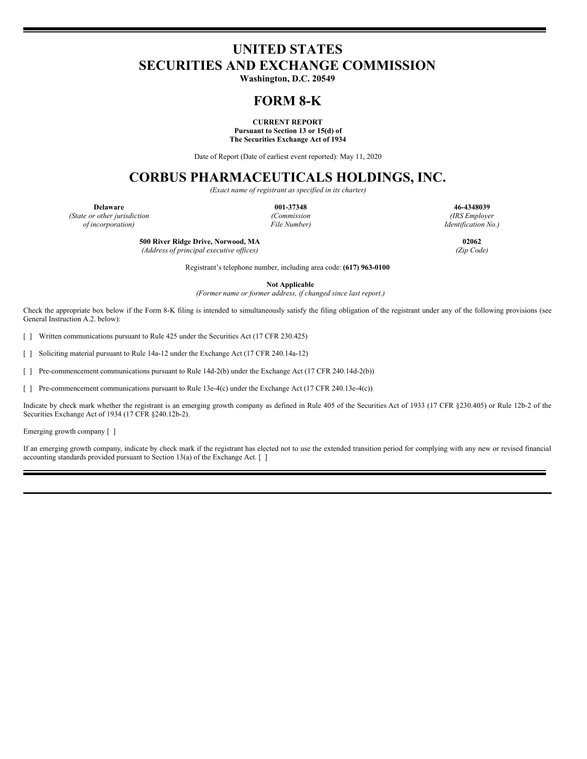# UNITED STATES
# SECURITIES AND EXCHANGE COMMISSION

**Washington, D.C. 20549**

# FORM 8-K

**CURRENT REPORT**
**Pursuant to Section 13 or 15(d) of**
**The Securities Exchange Act of 1934**

Date of Report (Date of earliest event reported): May 11, 2020

# CORBUS PHARMACEUTICALS HOLDINGS, INC.

*(Exact name of registrant as specified in its charter)*

| **Delaware** | **001-37348** | **46-4348039** |
|---|---|---|
| *(State or other jurisdiction of incorporation)* | *(Commission File Number)* | *(IRS Employer Identification No.)* |

| **500 River Ridge Drive, Norwood, MA** | **02062** |
|---|---|
| *(Address of principal executive offices)* | *(Zip Code)* |

Registrant's telephone number, including area code: **(617) 963-0100**

**Not Applicable**
*(Former name or former address, if changed since last report.)*

Check the appropriate box below if the Form 8-K filing is intended to simultaneously satisfy the filing obligation of the registrant under any of the following provisions (see General Instruction A.2. below):

[ ] Written communications pursuant to Rule 425 under the Securities Act (17 CFR 230.425)

[ ] Soliciting material pursuant to Rule 14a-12 under the Exchange Act (17 CFR 240.14a-12)

[ ] Pre-commencement communications pursuant to Rule 14d-2(b) under the Exchange Act (17 CFR 240.14d-2(b))

[ ] Pre-commencement communications pursuant to Rule 13e-4(c) under the Exchange Act (17 CFR 240.13e-4(c))

Indicate by check mark whether the registrant is an emerging growth company as defined in Rule 405 of the Securities Act of 1933 (17 CFR §230.405) or Rule 12b-2 of the Securities Exchange Act of 1934 (17 CFR §240.12b-2).

Emerging growth company [ ]

If an emerging growth company, indicate by check mark if the registrant has elected not to use the extended transition period for complying with any new or revised financial accounting standards provided pursuant to Section 13(a) of the Exchange Act. [ ]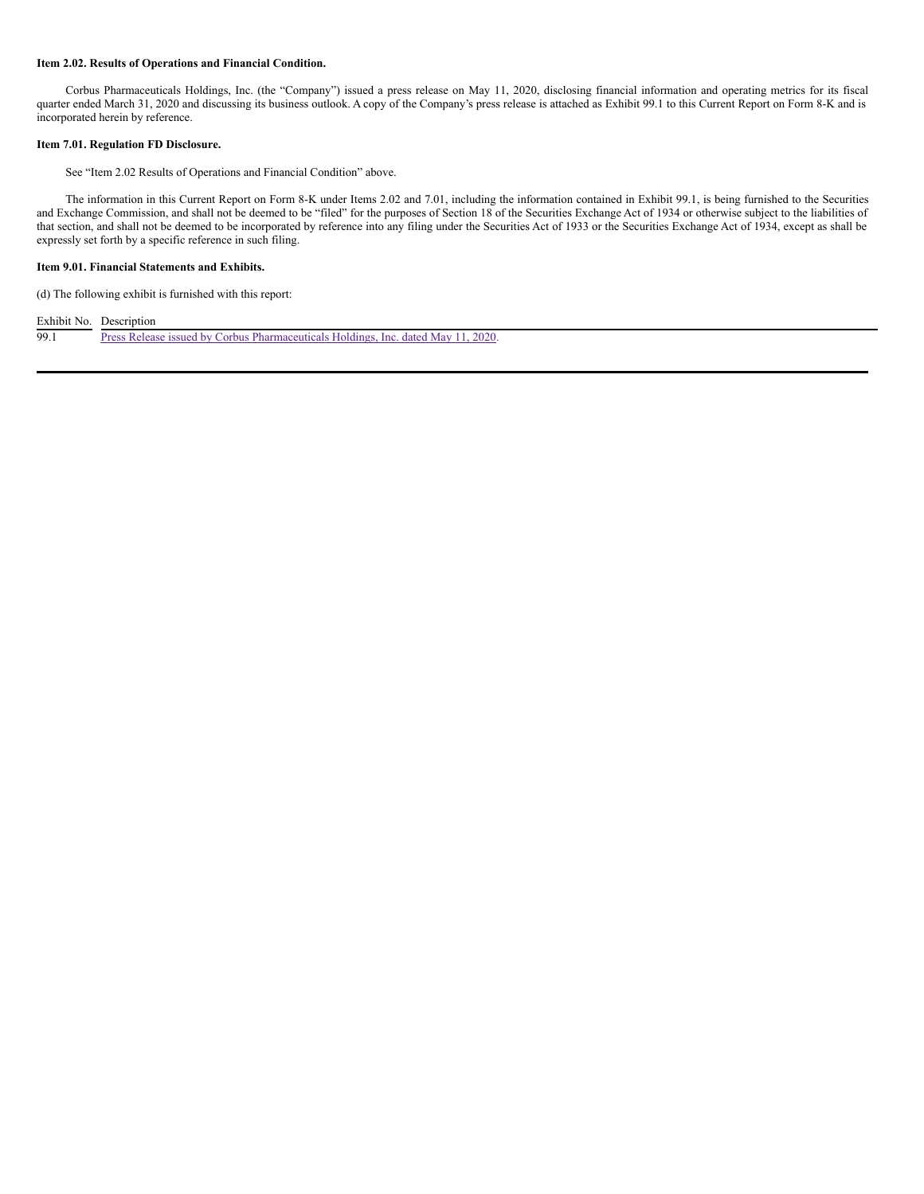**Item 2.02. Results of Operations and Financial Condition.**

Corbus Pharmaceuticals Holdings, Inc. (the "Company") issued a press release on May 11, 2020, disclosing financial information and operating metrics for its fiscal quarter ended March 31, 2020 and discussing its business outlook. A copy of the Company's press release is attached as Exhibit 99.1 to this Current Report on Form 8-K and is incorporated herein by reference.

**Item 7.01. Regulation FD Disclosure.**

See "Item 2.02 Results of Operations and Financial Condition" above.

The information in this Current Report on Form 8-K under Items 2.02 and 7.01, including the information contained in Exhibit 99.1, is being furnished to the Securities and Exchange Commission, and shall not be deemed to be "filed" for the purposes of Section 18 of the Securities Exchange Act of 1934 or otherwise subject to the liabilities of that section, and shall not be deemed to be incorporated by reference into any filing under the Securities Act of 1933 or the Securities Exchange Act of 1934, except as shall be expressly set forth by a specific reference in such filing.

**Item 9.01. Financial Statements and Exhibits.**

(d) The following exhibit is furnished with this report:

| Exhibit No. | Description |
|---|---|
| 99.1 | Press Release issued by Corbus Pharmaceuticals Holdings, Inc. dated May 11, 2020. |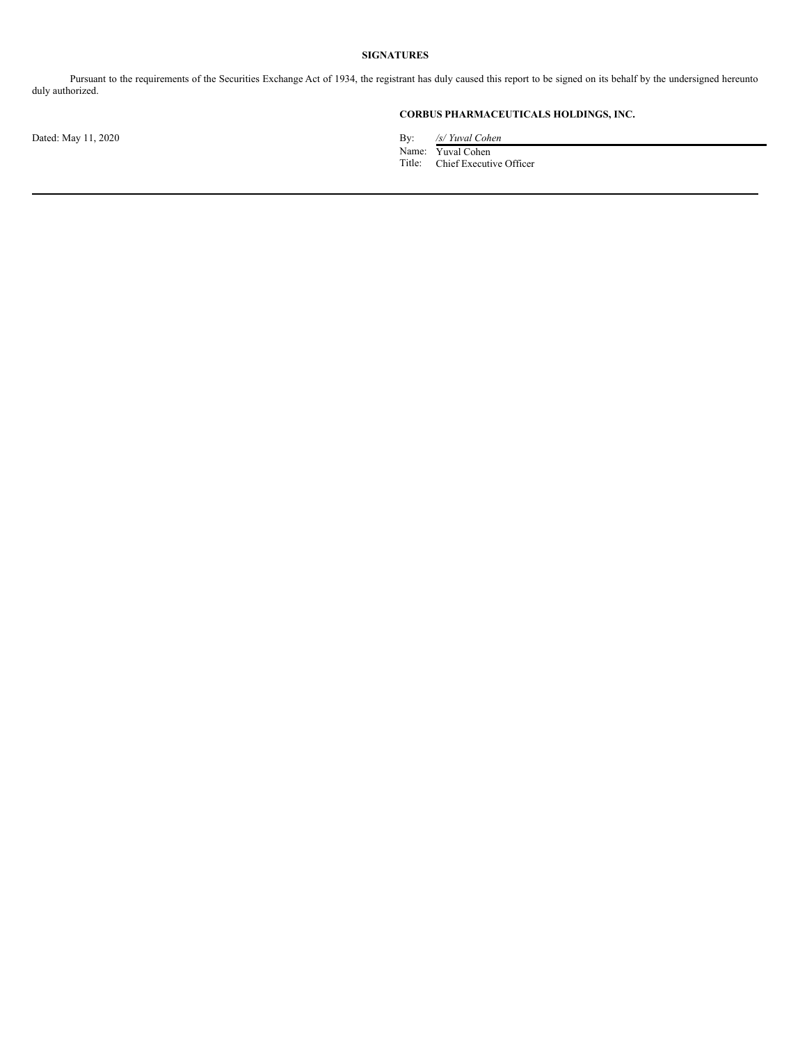## SIGNATURES

Pursuant to the requirements of the Securities Exchange Act of 1934, the registrant has duly caused this report to be signed on its behalf by the undersigned hereunto duly authorized.

**CORBUS PHARMACEUTICALS HOLDINGS, INC.**

Dated: May 11, 2020

By: */s/ Yuval Cohen*
Name: Yuval Cohen
Title: Chief Executive Officer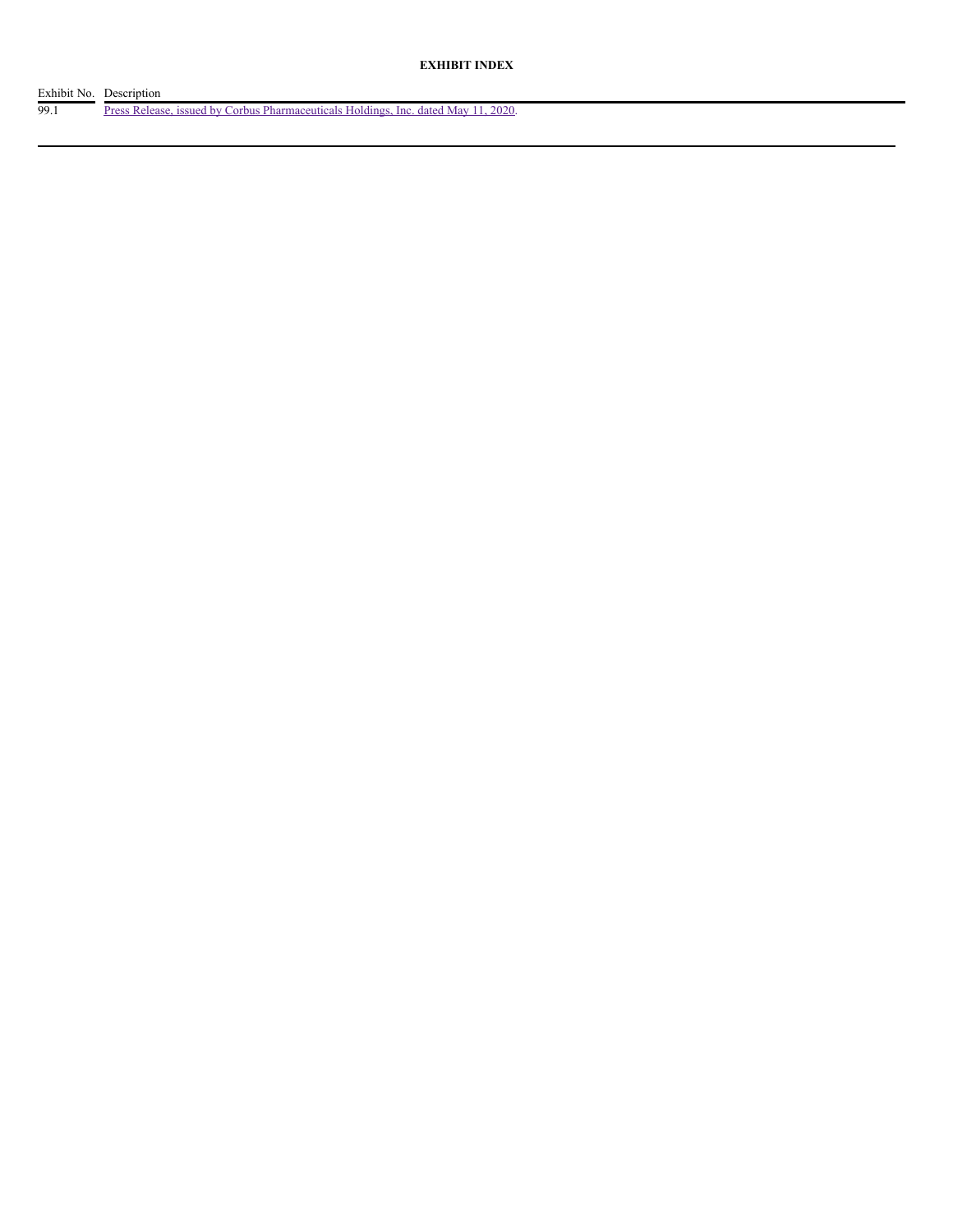**EXHIBIT INDEX**

| Exhibit No. | Description |
| --- | --- |
| 99.1 | Press Release, issued by Corbus Pharmaceuticals Holdings, Inc. dated May 11, 2020. |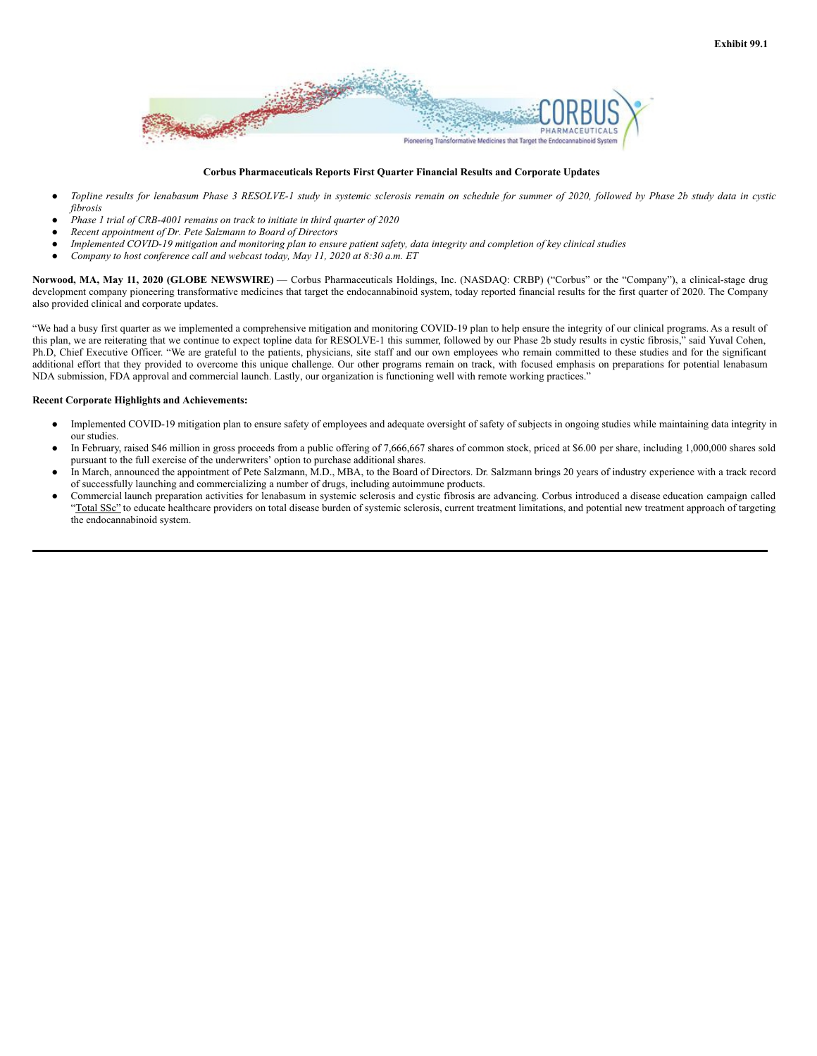Exhibit 99.1

**Corbus Pharmaceuticals Reports First Quarter Financial Results and Corporate Updates**

- *Topline results for lenabasum Phase 3 RESOLVE-1 study in systemic sclerosis remain on schedule for summer of 2020, followed by Phase 2b study data in cystic fibrosis*
- *Phase 1 trial of CRB-4001 remains on track to initiate in third quarter of 2020*
- *Recent appointment of Dr. Pete Salzmann to Board of Directors*
- *Implemented COVID-19 mitigation and monitoring plan to ensure patient safety, data integrity and completion of key clinical studies*
- *Company to host conference call and webcast today, May 11, 2020 at 8:30 a.m. ET*

**Norwood, MA, May 11, 2020 (GLOBE NEWSWIRE)** — Corbus Pharmaceuticals Holdings, Inc. (NASDAQ: CRBP) ("Corbus" or the "Company"), a clinical-stage drug development company pioneering transformative medicines that target the endocannabinoid system, today reported financial results for the first quarter of 2020. The Company also provided clinical and corporate updates.

"We had a busy first quarter as we implemented a comprehensive mitigation and monitoring COVID-19 plan to help ensure the integrity of our clinical programs. As a result of this plan, we are reiterating that we continue to expect topline data for RESOLVE-1 this summer, followed by our Phase 2b study results in cystic fibrosis," said Yuval Cohen, Ph.D, Chief Executive Officer. "We are grateful to the patients, physicians, site staff and our own employees who remain committed to these studies and for the significant additional effort that they provided to overcome this unique challenge. Our other programs remain on track, with focused emphasis on preparations for potential lenabasum NDA submission, FDA approval and commercial launch. Lastly, our organization is functioning well with remote working practices."

**Recent Corporate Highlights and Achievements:**

- Implemented COVID-19 mitigation plan to ensure safety of employees and adequate oversight of safety of subjects in ongoing studies while maintaining data integrity in our studies.
- In February, raised $46 million in gross proceeds from a public offering of 7,666,667 shares of common stock, priced at $6.00 per share, including 1,000,000 shares sold pursuant to the full exercise of the underwriters' option to purchase additional shares.
- In March, announced the appointment of Pete Salzmann, M.D., MBA, to the Board of Directors. Dr. Salzmann brings 20 years of industry experience with a track record of successfully launching and commercializing a number of drugs, including autoimmune products.
- Commercial launch preparation activities for lenabasum in systemic sclerosis and cystic fibrosis are advancing. Corbus introduced a disease education campaign called "Total SSc" to educate healthcare providers on total disease burden of systemic sclerosis, current treatment limitations, and potential new treatment approach of targeting the endocannabinoid system.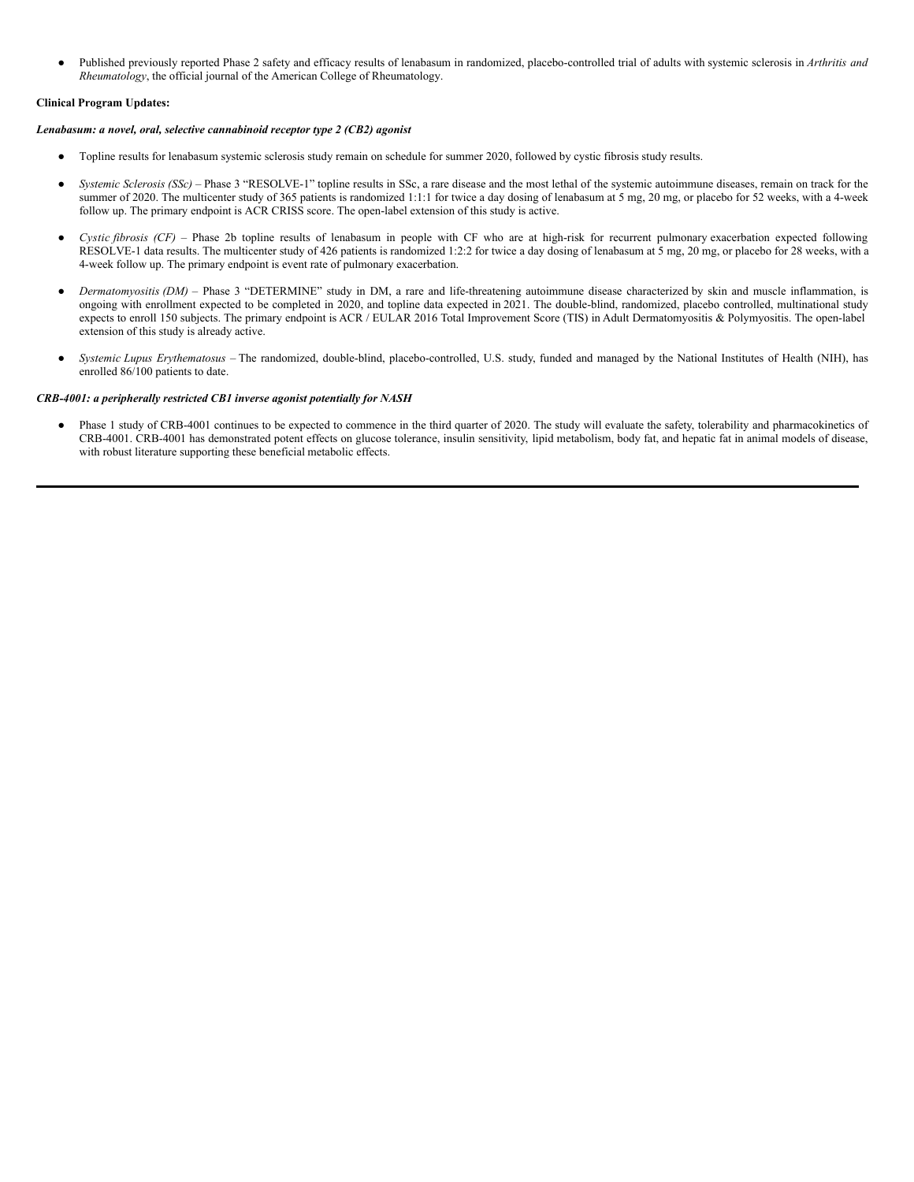- Published previously reported Phase 2 safety and efficacy results of lenabasum in randomized, placebo-controlled trial of adults with systemic sclerosis in *Arthritis and Rheumatology*, the official journal of the American College of Rheumatology.

**Clinical Program Updates:**

***Lenabasum: a novel, oral, selective cannabinoid receptor type 2 (CB2) agonist***

- Topline results for lenabasum systemic sclerosis study remain on schedule for summer 2020, followed by cystic fibrosis study results.

- *Systemic Sclerosis (SSc)* – Phase 3 "RESOLVE-1" topline results in SSc, a rare disease and the most lethal of the systemic autoimmune diseases, remain on track for the summer of 2020. The multicenter study of 365 patients is randomized 1:1:1 for twice a day dosing of lenabasum at 5 mg, 20 mg, or placebo for 52 weeks, with a 4-week follow up. The primary endpoint is ACR CRISS score. The open-label extension of this study is active.

- *Cystic fibrosis (CF)* – Phase 2b topline results of lenabasum in people with CF who are at high-risk for recurrent pulmonary exacerbation expected following RESOLVE-1 data results. The multicenter study of 426 patients is randomized 1:2:2 for twice a day dosing of lenabasum at 5 mg, 20 mg, or placebo for 28 weeks, with a 4-week follow up. The primary endpoint is event rate of pulmonary exacerbation.

- *Dermatomyositis (DM)* – Phase 3 "DETERMINE" study in DM, a rare and life-threatening autoimmune disease characterized by skin and muscle inflammation, is ongoing with enrollment expected to be completed in 2020, and topline data expected in 2021. The double-blind, randomized, placebo controlled, multinational study expects to enroll 150 subjects. The primary endpoint is ACR / EULAR 2016 Total Improvement Score (TIS) in Adult Dermatomyositis & Polymyositis. The open-label extension of this study is already active.

- *Systemic Lupus Erythematosus* – The randomized, double-blind, placebo-controlled, U.S. study, funded and managed by the National Institutes of Health (NIH), has enrolled 86/100 patients to date.

***CRB-4001: a peripherally restricted CB1 inverse agonist potentially for NASH***

- Phase 1 study of CRB-4001 continues to be expected to commence in the third quarter of 2020. The study will evaluate the safety, tolerability and pharmacokinetics of CRB-4001. CRB-4001 has demonstrated potent effects on glucose tolerance, insulin sensitivity, lipid metabolism, body fat, and hepatic fat in animal models of disease, with robust literature supporting these beneficial metabolic effects.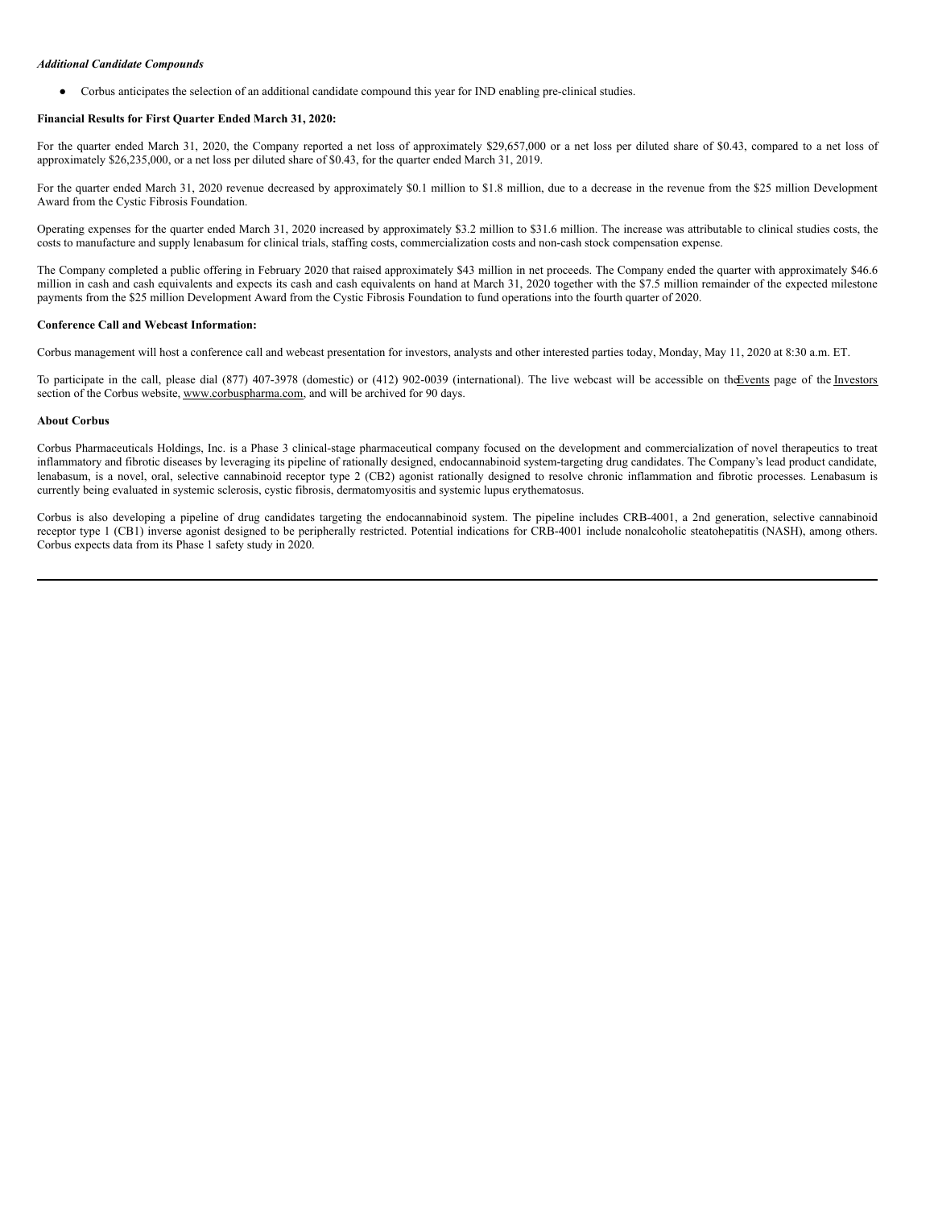***Additional Candidate Compounds***

- Corbus anticipates the selection of an additional candidate compound this year for IND enabling pre-clinical studies.

**Financial Results for First Quarter Ended March 31, 2020:**

For the quarter ended March 31, 2020, the Company reported a net loss of approximately $29,657,000 or a net loss per diluted share of $0.43, compared to a net loss of approximately $26,235,000, or a net loss per diluted share of $0.43, for the quarter ended March 31, 2019.

For the quarter ended March 31, 2020 revenue decreased by approximately $0.1 million to $1.8 million, due to a decrease in the revenue from the $25 million Development Award from the Cystic Fibrosis Foundation.

Operating expenses for the quarter ended March 31, 2020 increased by approximately $3.2 million to $31.6 million. The increase was attributable to clinical studies costs, the costs to manufacture and supply lenabasum for clinical trials, staffing costs, commercialization costs and non-cash stock compensation expense.

The Company completed a public offering in February 2020 that raised approximately $43 million in net proceeds. The Company ended the quarter with approximately $46.6 million in cash and cash equivalents and expects its cash and cash equivalents on hand at March 31, 2020 together with the $7.5 million remainder of the expected milestone payments from the $25 million Development Award from the Cystic Fibrosis Foundation to fund operations into the fourth quarter of 2020.

**Conference Call and Webcast Information:**

Corbus management will host a conference call and webcast presentation for investors, analysts and other interested parties today, Monday, May 11, 2020 at 8:30 a.m. ET.

To participate in the call, please dial (877) 407-3978 (domestic) or (412) 902-0039 (international). The live webcast will be accessible on the Events page of the Investors section of the Corbus website, www.corbuspharma.com, and will be archived for 90 days.

**About Corbus**

Corbus Pharmaceuticals Holdings, Inc. is a Phase 3 clinical-stage pharmaceutical company focused on the development and commercialization of novel therapeutics to treat inflammatory and fibrotic diseases by leveraging its pipeline of rationally designed, endocannabinoid system-targeting drug candidates. The Company's lead product candidate, lenabasum, is a novel, oral, selective cannabinoid receptor type 2 (CB2) agonist rationally designed to resolve chronic inflammation and fibrotic processes. Lenabasum is currently being evaluated in systemic sclerosis, cystic fibrosis, dermatomyositis and systemic lupus erythematosus.

Corbus is also developing a pipeline of drug candidates targeting the endocannabinoid system. The pipeline includes CRB-4001, a 2nd generation, selective cannabinoid receptor type 1 (CB1) inverse agonist designed to be peripherally restricted. Potential indications for CRB-4001 include nonalcoholic steatohepatitis (NASH), among others. Corbus expects data from its Phase 1 safety study in 2020.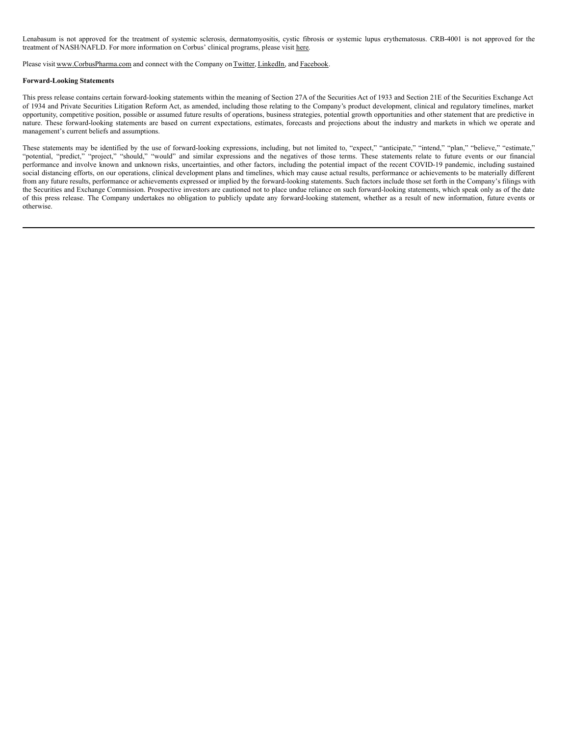Lenabasum is not approved for the treatment of systemic sclerosis, dermatomyositis, cystic fibrosis or systemic lupus erythematosus. CRB-4001 is not approved for the treatment of NASH/NAFLD. For more information on Corbus' clinical programs, please visit here.

Please visit www.CorbusPharma.com and connect with the Company on Twitter, LinkedIn, and Facebook.

**Forward-Looking Statements**

This press release contains certain forward-looking statements within the meaning of Section 27A of the Securities Act of 1933 and Section 21E of the Securities Exchange Act of 1934 and Private Securities Litigation Reform Act, as amended, including those relating to the Company's product development, clinical and regulatory timelines, market opportunity, competitive position, possible or assumed future results of operations, business strategies, potential growth opportunities and other statement that are predictive in nature. These forward-looking statements are based on current expectations, estimates, forecasts and projections about the industry and markets in which we operate and management's current beliefs and assumptions.

These statements may be identified by the use of forward-looking expressions, including, but not limited to, "expect," "anticipate," "intend," "plan," "believe," "estimate," "potential, "predict," "project," "should," "would" and similar expressions and the negatives of those terms. These statements relate to future events or our financial performance and involve known and unknown risks, uncertainties, and other factors, including the potential impact of the recent COVID-19 pandemic, including sustained social distancing efforts, on our operations, clinical development plans and timelines, which may cause actual results, performance or achievements to be materially different from any future results, performance or achievements expressed or implied by the forward-looking statements. Such factors include those set forth in the Company's filings with the Securities and Exchange Commission. Prospective investors are cautioned not to place undue reliance on such forward-looking statements, which speak only as of the date of this press release. The Company undertakes no obligation to publicly update any forward-looking statement, whether as a result of new information, future events or otherwise.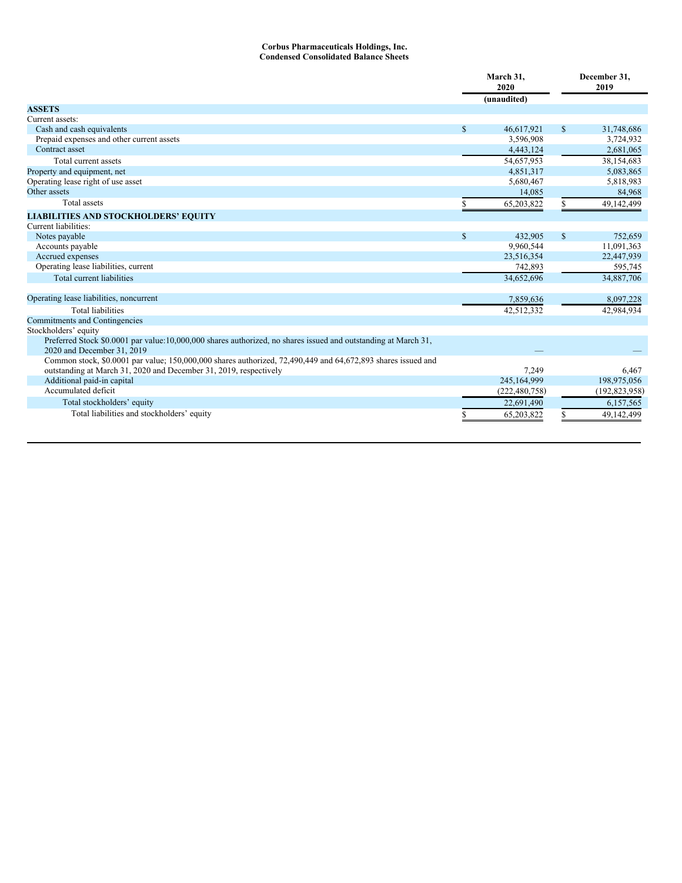**Corbus Pharmaceuticals Holdings, Inc.**
**Condensed Consolidated Balance Sheets**

| | March 31, 2020 | December 31, 2019 |
|---|---|---|
| | (unaudited) | |
| **ASSETS** | | |
| Current assets: | | |
| Cash and cash equivalents | $ 46,617,921 | $ 31,748,686 |
| Prepaid expenses and other current assets | 3,596,908 | 3,724,932 |
| Contract asset | 4,443,124 | 2,681,065 |
| Total current assets | 54,657,953 | 38,154,683 |
| Property and equipment, net | 4,851,317 | 5,083,865 |
| Operating lease right of use asset | 5,680,467 | 5,818,983 |
| Other assets | 14,085 | 84,968 |
| Total assets | $ 65,203,822 | $ 49,142,499 |
| **LIABILITIES AND STOCKHOLDERS' EQUITY** | | |
| Current liabilities: | | |
| Notes payable | $ 432,905 | $ 752,659 |
| Accounts payable | 9,960,544 | 11,091,363 |
| Accrued expenses | 23,516,354 | 22,447,939 |
| Operating lease liabilities, current | 742,893 | 595,745 |
| Total current liabilities | 34,652,696 | 34,887,706 |
| | | |
| Operating lease liabilities, noncurrent | 7,859,636 | 8,097,228 |
| Total liabilities | 42,512,332 | 42,984,934 |
| Commitments and Contingencies | | |
| Stockholders' equity | | |
| Preferred Stock $0.0001 par value:10,000,000 shares authorized, no shares issued and outstanding at March 31, 2020 and December 31, 2019 | — | — |
| Common stock, $0.0001 par value; 150,000,000 shares authorized, 72,490,449 and 64,672,893 shares issued and outstanding at March 31, 2020 and December 31, 2019, respectively | 7,249 | 6,467 |
| Additional paid-in capital | 245,164,999 | 198,975,056 |
| Accumulated deficit | (222,480,758) | (192,823,958) |
| Total stockholders' equity | 22,691,490 | 6,157,565 |
| Total liabilities and stockholders' equity | $ 65,203,822 | $ 49,142,499 |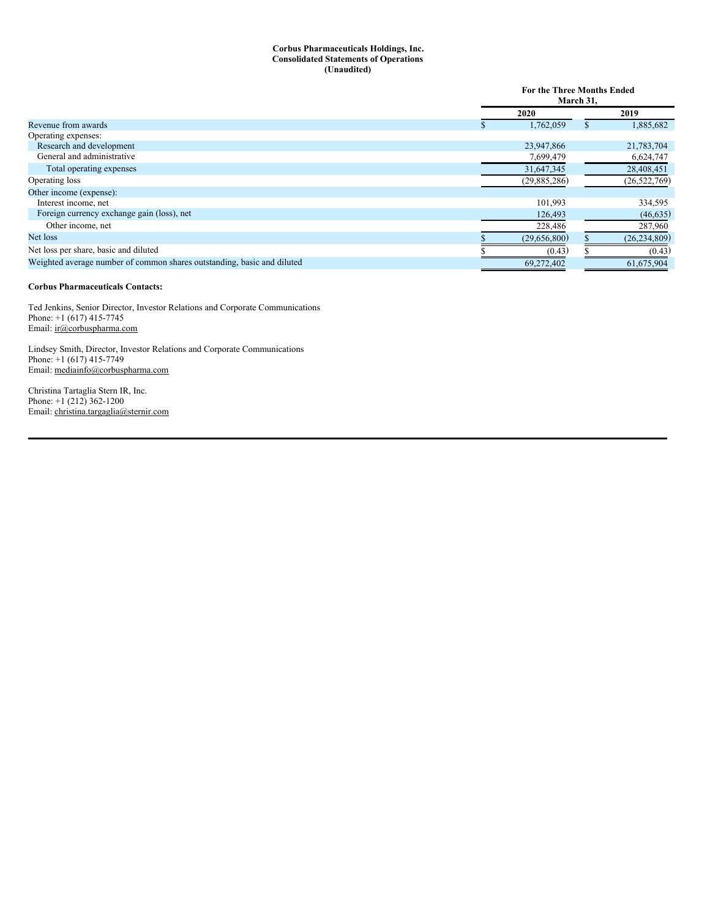**Corbus Pharmaceuticals Holdings, Inc.**
**Consolidated Statements of Operations**
**(Unaudited)**

| | For the Three Months Ended March 31, | |
|---|---|---|
| | 2020 | 2019 |
| Revenue from awards | $ 1,762,059 | $ 1,885,682 |
| Operating expenses: | | |
| Research and development | 23,947,866 | 21,783,704 |
| General and administrative | 7,699,479 | 6,624,747 |
| Total operating expenses | 31,647,345 | 28,408,451 |
| Operating loss | (29,885,286) | (26,522,769) |
| Other income (expense): | | |
| Interest income, net | 101,993 | 334,595 |
| Foreign currency exchange gain (loss), net | 126,493 | (46,635) |
| Other income, net | 228,486 | 287,960 |
| Net loss | $ (29,656,800) | $ (26,234,809) |
| Net loss per share, basic and diluted | $ (0.43) | $ (0.43) |
| Weighted average number of common shares outstanding, basic and diluted | 69,272,402 | 61,675,904 |

**Corbus Pharmaceuticals Contacts:**

Ted Jenkins, Senior Director, Investor Relations and Corporate Communications
Phone: +1 (617) 415-7745
Email: ir@corbuspharma.com

Lindsey Smith, Director, Investor Relations and Corporate Communications
Phone: +1 (617) 415-7749
Email: mediainfo@corbuspharma.com

Christina Tartaglia Stern IR, Inc.
Phone: +1 (212) 362-1200
Email: christina.targaglia@sternir.com